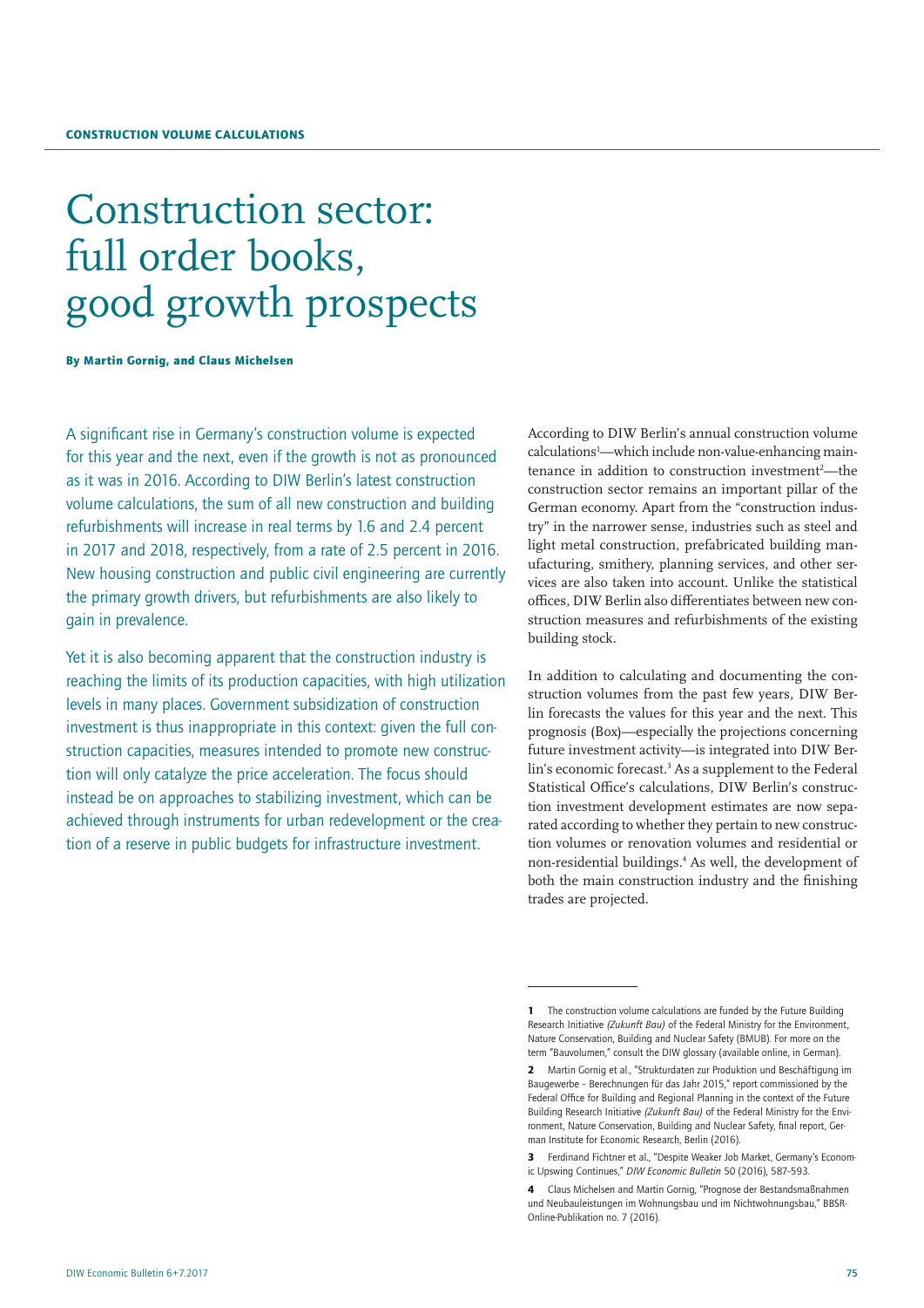CONSTRUCTION VOLUME CALCULATIONS

# Construction sector: full order books, good growth prospects

**By Martin Gornig, and Claus Michelsen**

A significant rise in Germany's construction volume is expected for this year and the next, even if the growth is not as pronounced as it was in 2016. According to DIW Berlin's latest construction volume calculations, the sum of all new construction and building refurbishments will increase in real terms by 1.6 and 2.4 percent in 2017 and 2018, respectively, from a rate of 2.5 percent in 2016. New housing construction and public civil engineering are currently the primary growth drivers, but refurbishments are also likely to gain in prevalence.

Yet it is also becoming apparent that the construction industry is reaching the limits of its production capacities, with high utilization levels in many places. Government subsidization of construction investment is thus inappropriate in this context: given the full construction capacities, measures intended to promote new construction will only catalyze the price acceleration. The focus should instead be on approaches to stabilizing investment, which can be achieved through instruments for urban redevelopment or the creation of a reserve in public budgets for infrastructure investment.

According to DIW Berlin's annual construction volume calculations[1]—which include non-value-enhancing maintenance in addition to construction investment[2]—the construction sector remains an important pillar of the German economy. Apart from the "construction industry" in the narrower sense, industries such as steel and light metal construction, prefabricated building manufacturing, smithery, planning services, and other services are also taken into account. Unlike the statistical offices, DIW Berlin also differentiates between new construction measures and refurbishments of the existing building stock.

In addition to calculating and documenting the construction volumes from the past few years, DIW Berlin forecasts the values for this year and the next. This prognosis (Box)—especially the projections concerning future investment activity—is integrated into DIW Berlin's economic forecast.[3] As a supplement to the Federal Statistical Office's calculations, DIW Berlin's construction investment development estimates are now separated according to whether they pertain to new construction volumes or renovation volumes and residential or non-residential buildings.[4] As well, the development of both the main construction industry and the finishing trades are projected.

---

**1** The construction volume calculations are funded by the Future Building Research Initiative *(Zukunft Bau)* of the Federal Ministry for the Environment, Nature Conservation, Building and Nuclear Safety (BMUB). For more on the term "Bauvolumen," consult the DIW glossary (available online, in German).

**2** Martin Gornig et al., "Strukturdaten zur Produktion und Beschäftigung im Baugewerbe – Berechnungen für das Jahr 2015," report commissioned by the Federal Office for Building and Regional Planning in the context of the Future Building Research Initiative *(Zukunft Bau)* of the Federal Ministry for the Environment, Nature Conservation, Building and Nuclear Safety, final report, German Institute for Economic Research, Berlin (2016).

**3** Ferdinand Fichtner et al., "Despite Weaker Job Market, Germany's Economic Upswing Continues," *DIW Economic Bulletin* 50 (2016), 587–593.

**4** Claus Michelsen and Martin Gornig, "Prognose der Bestandsmaßnahmen und Neubauleistungen im Wohnungsbau und im Nichtwohnungsbau," BBSR-Online-Publikation no. 7 (2016).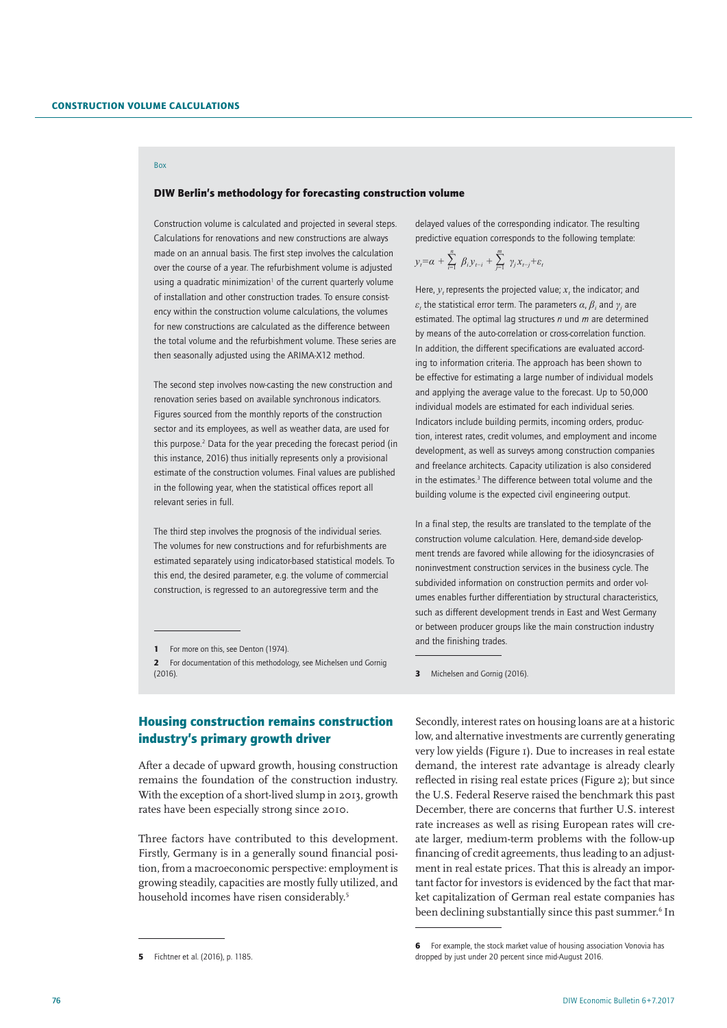Box

### DIW Berlin's methodology for forecasting construction volume

Construction volume is calculated and projected in several steps. Calculations for renovations and new constructions are always made on an annual basis. The first step involves the calculation over the course of a year. The refurbishment volume is adjusted using a quadratic minimization[1] of the current quarterly volume of installation and other construction trades. To ensure consistency within the construction volume calculations, the volumes for new constructions are calculated as the difference between the total volume and the refurbishment volume. These series are then seasonally adjusted using the ARIMA-X12 method.

The second step involves now-casting the new construction and renovation series based on available synchronous indicators. Figures sourced from the monthly reports of the construction sector and its employees, as well as weather data, are used for this purpose.[2] Data for the year preceding the forecast period (in this instance, 2016) thus initially represents only a provisional estimate of the construction volumes. Final values are published in the following year, when the statistical offices report all relevant series in full.

The third step involves the prognosis of the individual series. The volumes for new constructions and for refurbishments are estimated separately using indicator-based statistical models. To this end, the desired parameter, e.g. the volume of commercial construction, is regressed to an autoregressive term and the delayed values of the corresponding indicator. The resulting predictive equation corresponds to the following template:

$$y_t = \alpha + \sum_{i=1}^{n} \beta_i y_{t-i} + \sum_{j=1}^{m} \gamma_j x_{t-j} + \varepsilon_t$$

Here, $y_t$ represents the projected value; $x_t$ the indicator; and $\varepsilon_t$ the statistical error term. The parameters $\alpha$, $\beta_i$ and $\gamma_j$ are estimated. The optimal lag structures *n* und *m* are determined by means of the auto-correlation or cross-correlation function. In addition, the different specifications are evaluated according to information criteria. The approach has been shown to be effective for estimating a large number of individual models and applying the average value to the forecast. Up to 50,000 individual models are estimated for each individual series. Indicators include building permits, incoming orders, production, interest rates, credit volumes, and employment and income development, as well as surveys among construction companies and freelance architects. Capacity utilization is also considered in the estimates.[3] The difference between total volume and the building volume is the expected civil engineering output.

In a final step, the results are translated to the template of the construction volume calculation. Here, demand-side development trends are favored while allowing for the idiosyncrasies of noninvestment construction services in the business cycle. The subdivided information on construction permits and order volumes enables further differentiation by structural characteristics, such as different development trends in East and West Germany or between producer groups like the main construction industry and the finishing trades.

1 For more on this, see Denton (1974).

2 For documentation of this methodology, see Michelsen und Gornig (2016).

3 Michelsen and Gornig (2016).

## Housing construction remains construction industry's primary growth driver

After a decade of upward growth, housing construction remains the foundation of the construction industry. With the exception of a short-lived slump in 2013, growth rates have been especially strong since 2010.

Three factors have contributed to this development. Firstly, Germany is in a generally sound financial position, from a macroeconomic perspective: employment is growing steadily, capacities are mostly fully utilized, and household incomes have risen considerably.[5]

Secondly, interest rates on housing loans are at a historic low, and alternative investments are currently generating very low yields (Figure 1). Due to increases in real estate demand, the interest rate advantage is already clearly reflected in rising real estate prices (Figure 2); but since the U.S. Federal Reserve raised the benchmark this past December, there are concerns that further U.S. interest rate increases as well as rising European rates will create larger, medium-term problems with the follow-up financing of credit agreements, thus leading to an adjustment in real estate prices. That this is already an important factor for investors is evidenced by the fact that market capitalization of German real estate companies has been declining substantially since this past summer.[6] In

5 Fichtner et al. (2016), p. 1185.

6 For example, the stock market value of housing association Vonovia has dropped by just under 20 percent since mid-August 2016.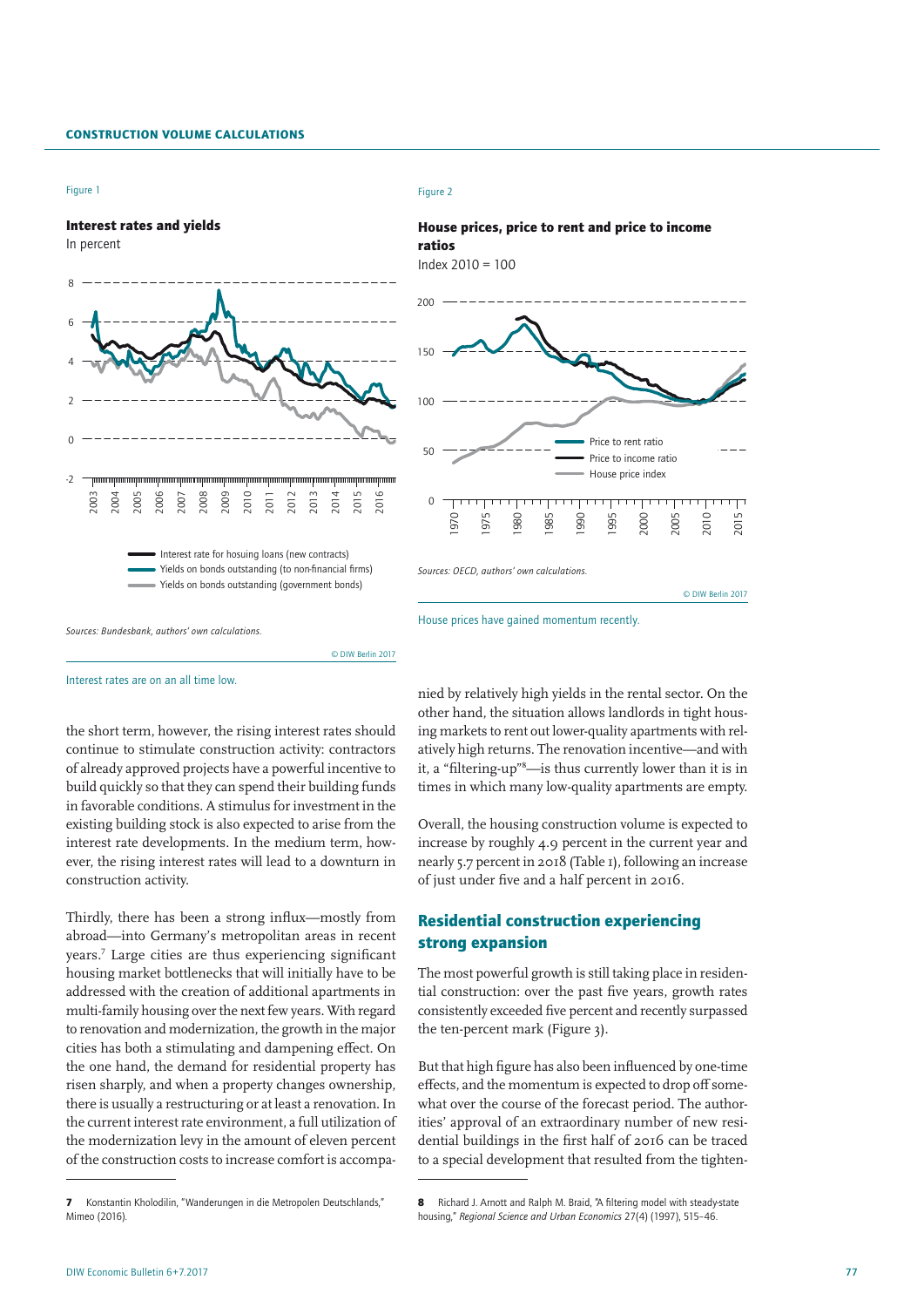Figure 1

**Interest rates and yields**
In percent

Sources: Bundesbank, authors' own calculations.

© DIW Berlin 2017

Interest rates are on an all time low.

Figure 2

**House prices, price to rent and price to income ratios**
Index 2010 = 100

Sources: OECD, authors' own calculations.

© DIW Berlin 2017

House prices have gained momentum recently.

the short term, however, the rising interest rates should continue to stimulate construction activity: contractors of already approved projects have a powerful incentive to build quickly so that they can spend their building funds in favorable conditions. A stimulus for investment in the existing building stock is also expected to arise from the interest rate developments. In the medium term, however, the rising interest rates will lead to a downturn in construction activity.

Thirdly, there has been a strong influx—mostly from abroad—into Germany's metropolitan areas in recent years.[7] Large cities are thus experiencing significant housing market bottlenecks that will initially have to be addressed with the creation of additional apartments in multi-family housing over the next few years. With regard to renovation and modernization, the growth in the major cities has both a stimulating and dampening effect. On the one hand, the demand for residential property has risen sharply, and when a property changes ownership, there is usually a restructuring or at least a renovation. In the current interest rate environment, a full utilization of the modernization levy in the amount of eleven percent of the construction costs to increase comfort is accompanied by relatively high yields in the rental sector. On the other hand, the situation allows landlords in tight housing markets to rent out lower-quality apartments with relatively high returns. The renovation incentive—and with it, a "filtering-up"[8]—is thus currently lower than it is in times in which many low-quality apartments are empty.

Overall, the housing construction volume is expected to increase by roughly 4.9 percent in the current year and nearly 5.7 percent in 2018 (Table 1), following an increase of just under five and a half percent in 2016.

## Residential construction experiencing strong expansion

The most powerful growth is still taking place in residential construction: over the past five years, growth rates consistently exceeded five percent and recently surpassed the ten-percent mark (Figure 3).

But that high figure has also been influenced by one-time effects, and the momentum is expected to drop off somewhat over the course of the forecast period. The authorities' approval of an extraordinary number of new residential buildings in the first half of 2016 can be traced to a special development that resulted from the tighten-

---

7 Konstantin Kholodilin, "Wanderungen in die Metropolen Deutschlands," Mimeo (2016).

8 Richard J. Arnott and Ralph M. Braid, "A filtering model with steady-state housing," *Regional Science and Urban Economics* 27(4) (1997), 515–46.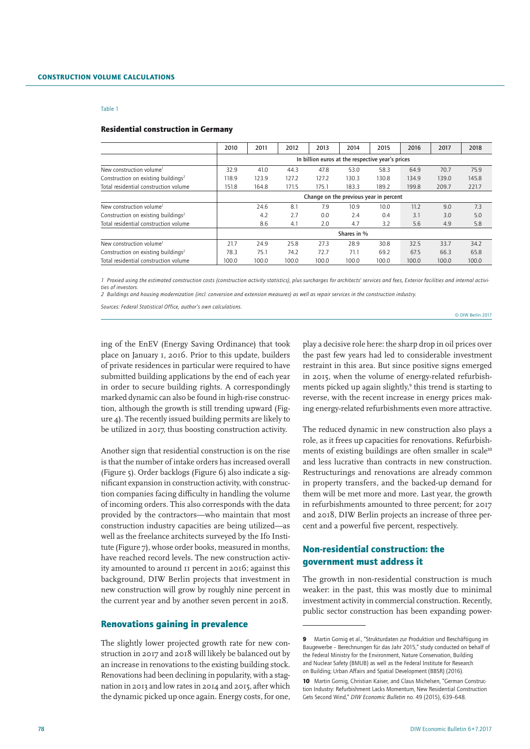Table 1

**Residential construction in Germany**

| | 2010 | 2011 | 2012 | 2013 | 2014 | 2015 | 2016 | 2017 | 2018 |
|---|---|---|---|---|---|---|---|---|---|
| | In billion euros at the respective year's prices | | | | | | | | |
| New construction volume[1] | 32.9 | 41.0 | 44.3 | 47.8 | 53.0 | 58.3 | 64.9 | 70.7 | 75.9 |
| Construction on existing buildings[2] | 118.9 | 123.9 | 127.2 | 127.2 | 130.3 | 130.8 | 134.9 | 139.0 | 145.8 |
| Total residential construction volume | 151.8 | 164.8 | 171.5 | 175.1 | 183.3 | 189.2 | 199.8 | 209.7 | 221.7 |
| | Change on the previous year in percent | | | | | | | | |
| New construction volume[1] | | 24.6 | 8.1 | 7.9 | 10.9 | 10.0 | 11.2 | 9.0 | 7.3 |
| Construction on existing buildings[2] | | 4.2 | 2.7 | 0.0 | 2.4 | 0.4 | 3.1 | 3.0 | 5.0 |
| Total residential construction volume | | 8.6 | 4.1 | 2.0 | 4.7 | 3.2 | 5.6 | 4.9 | 5.8 |
| | Shares in % | | | | | | | | |
| New construction volume[1] | 21.7 | 24.9 | 25.8 | 27.3 | 28.9 | 30.8 | 32.5 | 33.7 | 34.2 |
| Construction on existing buildings[2] | 78.3 | 75.1 | 74.2 | 72.7 | 71.1 | 69.2 | 67.5 | 66.3 | 65.8 |
| Total residential construction volume | 100.0 | 100.0 | 100.0 | 100.0 | 100.0 | 100.0 | 100.0 | 100.0 | 100.0 |

*1 Proxied using the estimated construction costs (construction activity statistics), plus surcharges for architects' services and fees, Exterior facilities and internal activities of investors.*

*2 Buildings and housing modernization (incl. conversion and extension measures) as well as repair services in the construction industry.*

*Sources: Federal Statistical Office, author's own calculations.*

© DIW Berlin 2017

ing of the EnEV (Energy Saving Ordinance) that took place on January 1, 2016. Prior to this update, builders of private residences in particular were required to have submitted building applications by the end of each year in order to secure building rights. A correspondingly marked dynamic can also be found in high-rise construction, although the growth is still trending upward (Figure 4). The recently issued building permits are likely to be utilized in 2017, thus boosting construction activity.

Another sign that residential construction is on the rise is that the number of intake orders has increased overall (Figure 5). Order backlogs (Figure 6) also indicate a significant expansion in construction activity, with construction companies facing difficulty in handling the volume of incoming orders. This also corresponds with the data provided by the contractors—who maintain that most construction industry capacities are being utilized—as well as the freelance architects surveyed by the Ifo Institute (Figure 7), whose order books, measured in months, have reached record levels. The new construction activity amounted to around 11 percent in 2016; against this background, DIW Berlin projects that investment in new construction will grow by roughly nine percent in the current year and by another seven percent in 2018.

## Renovations gaining in prevalence

The slightly lower projected growth rate for new construction in 2017 and 2018 will likely be balanced out by an increase in renovations to the existing building stock. Renovations had been declining in popularity, with a stagnation in 2013 and low rates in 2014 and 2015, after which the dynamic picked up once again. Energy costs, for one, play a decisive role here: the sharp drop in oil prices over the past few years had led to considerable investment restraint in this area. But since positive signs emerged in 2015, when the volume of energy-related refurbishments picked up again slightly,[9] this trend is starting to reverse, with the recent increase in energy prices making energy-related refurbishments even more attractive.

The reduced dynamic in new construction also plays a role, as it frees up capacities for renovations. Refurbishments of existing buildings are often smaller in scale[10] and less lucrative than contracts in new construction. Restructurings and renovations are already common in property transfers, and the backed-up demand for them will be met more and more. Last year, the growth in refurbishments amounted to three percent; for 2017 and 2018, DIW Berlin projects an increase of three percent and a powerful five percent, respectively.

## Non-residential construction: the government must address it

The growth in non-residential construction is much weaker: in the past, this was mostly due to minimal investment activity in commercial construction. Recently, public sector construction has been expanding power-

9 Martin Gornig et al., "Strukturdaten zur Produktion und Beschäftigung im Baugewerbe – Berechnungen für das Jahr 2015," study conducted on behalf of the Federal Ministry for the Environment, Nature Conservation, Building and Nuclear Safety (BMUB) as well as the Federal Institute for Research on Building; Urban Affairs and Spatial Development (BBSR) (2016).

10 Martin Gornig, Christian Kaiser, and Claus Michelsen, "German Construction Industry: Refurbishment Lacks Momentum, New Residential Construction Gets Second Wind," *DIW Economic Bulletin* no. 49 (2015), 639–648.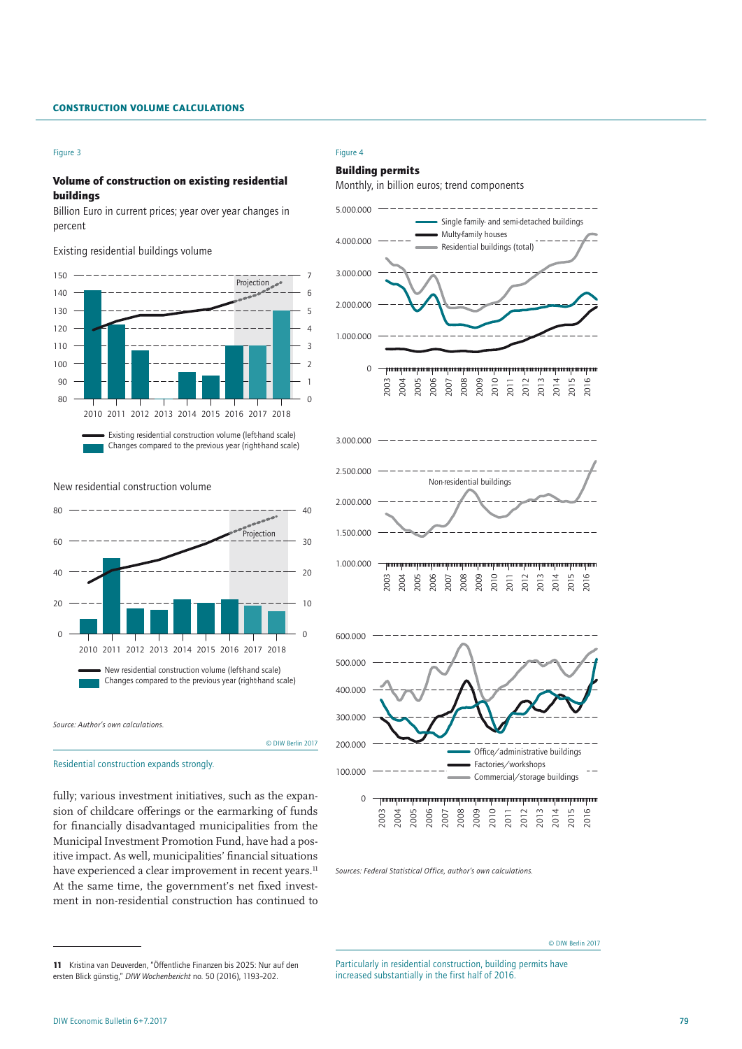Figure 3

**Volume of construction on existing residential buildings**

Billion Euro in current prices; year over year changes in percent

Existing residential buildings volume

Existing residential construction volume (left-hand scale)
Changes compared to the previous year (right-hand scale)

New residential construction volume

New residential construction volume (left-hand scale)
Changes compared to the previous year (right-hand scale)

*Source: Author's own calculations.*

© DIW Berlin 2017

Residential construction expands strongly.

Figure 4

**Building permits**

Monthly, in billion euros; trend components

Single family- and semi-detached buildings
Multy-family houses
Residential buildings (total)

Non-residential buildings

Office/administrative buildings
Factories/workshops
Commercial/storage buildings

*Sources: Federal Statistical Office, author's own calculations.*

© DIW Berlin 2017

Particularly in residential construction, building permits have increased substantially in the first half of 2016.

fully; various investment initiatives, such as the expansion of childcare offerings or the earmarking of funds for financially disadvantaged municipalities from the Municipal Investment Promotion Fund, have had a positive impact. As well, municipalities' financial situations have experienced a clear improvement in recent years.[11] At the same time, the government's net fixed investment in non-residential construction has continued to

---

**11** Kristina van Deuverden, "Öffentliche Finanzen bis 2025: Nur auf den ersten Blick günstig," *DIW Wochenbericht* no. 50 (2016), 1193–202.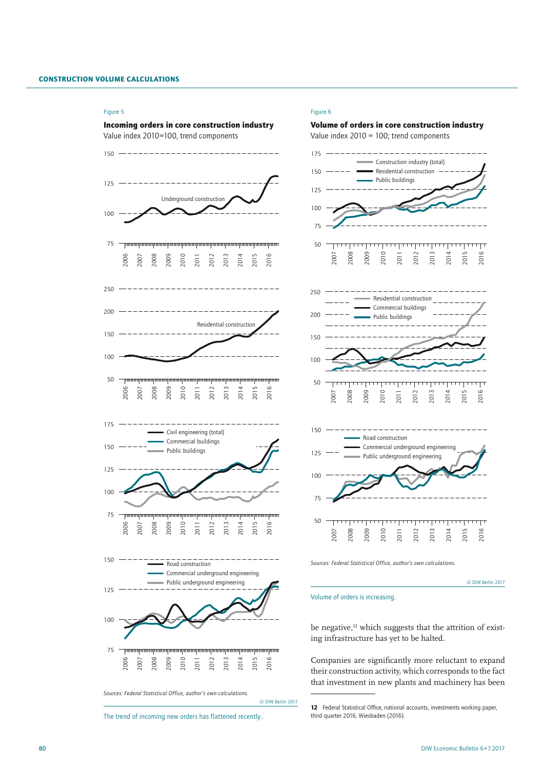Figure 5

**Incoming orders in core construction industry**

Value index 2010=100, trend components

Sources: Federal Statistical Office, author's own calculations.

© DIW Berlin 2017

The trend of incoming new orders has flattened recently..

Figure 6

**Volume of orders in core construction industry**

Value index 2010 = 100; trend components

Sources: Federal Statistical Office, author's own calculations.

© DIW Berlin 2017

Volume of orders is increasing.

be negative,[12] which suggests that the attrition of existing infrastructure has yet to be halted.

Companies are significantly more reluctant to expand their construction activity, which corresponds to the fact that investment in new plants and machinery has been

12 Federal Statistical Office, national accounts, investments working paper, third quarter 2016, Wiesbaden (2016).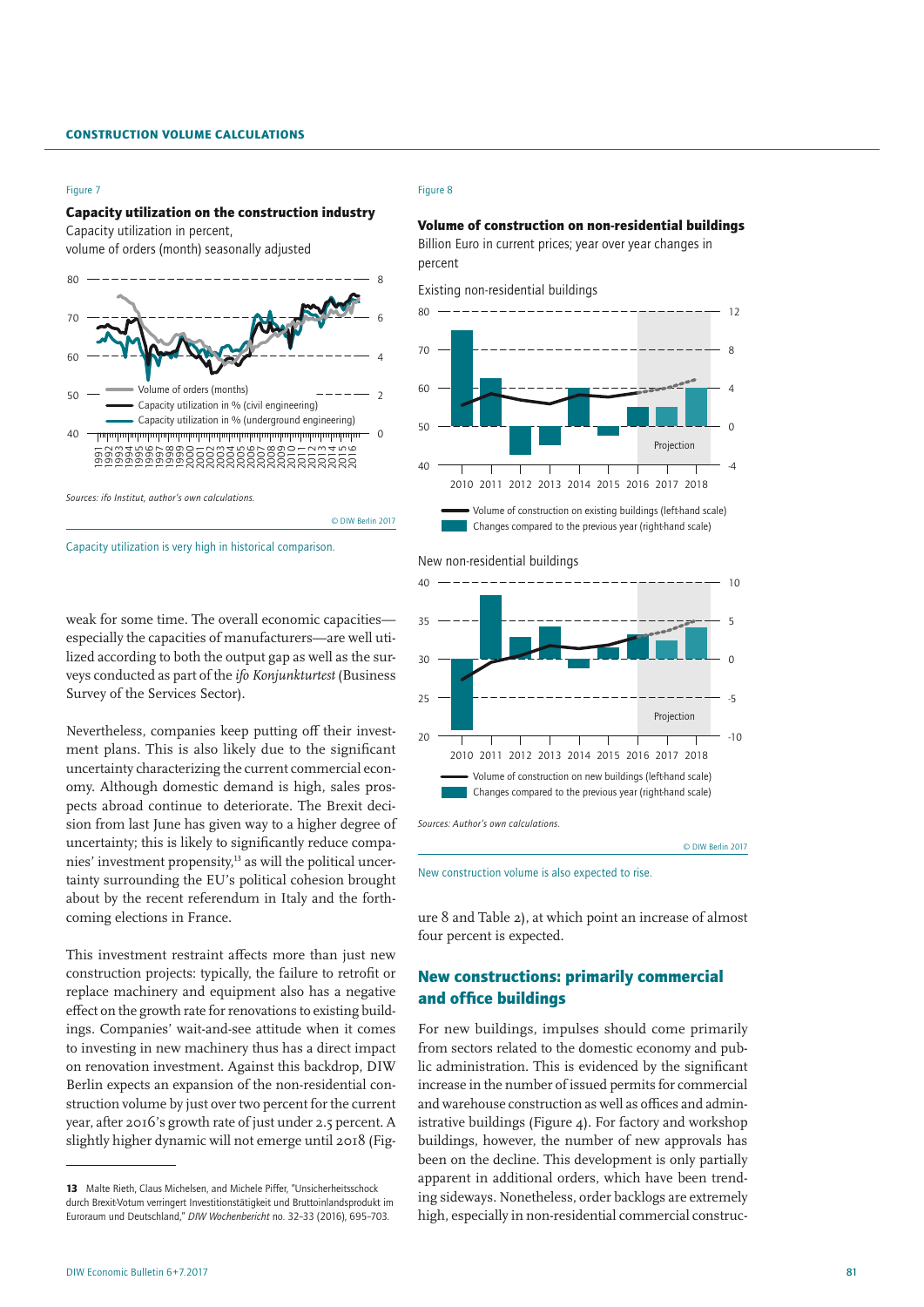Figure 7

**Capacity utilization on the construction industry**

Capacity utilization in percent, volume of orders (month) seasonally adjusted

Sources: ifo Institut, author's own calculations.

© DIW Berlin 2017

Capacity utilization is very high in historical comparison.

Figure 8

**Volume of construction on non-residential buildings**

Billion Euro in current prices; year over year changes in percent

Sources: Author's own calculations.

© DIW Berlin 2017

New construction volume is also expected to rise.

weak for some time. The overall economic capacities—especially the capacities of manufacturers—are well utilized according to both the output gap as well as the surveys conducted as part of the *ifo Konjunkturtest* (Business Survey of the Services Sector).

Nevertheless, companies keep putting off their investment plans. This is also likely due to the significant uncertainty characterizing the current commercial economy. Although domestic demand is high, sales prospects abroad continue to deteriorate. The Brexit decision from last June has given way to a higher degree of uncertainty; this is likely to significantly reduce companies' investment propensity,[13] as will the political uncertainty surrounding the EU's political cohesion brought about by the recent referendum in Italy and the forthcoming elections in France.

This investment restraint affects more than just new construction projects: typically, the failure to retrofit or replace machinery and equipment also has a negative effect on the growth rate for renovations to existing buildings. Companies' wait-and-see attitude when it comes to investing in new machinery thus has a direct impact on renovation investment. Against this backdrop, DIW Berlin expects an expansion of the non-residential construction volume by just over two percent for the current year, after 2016's growth rate of just under 2.5 percent. A slightly higher dynamic will not emerge until 2018 (Figure 8 and Table 2), at which point an increase of almost four percent is expected.

## New constructions: primarily commercial and office buildings

For new buildings, impulses should come primarily from sectors related to the domestic economy and public administration. This is evidenced by the significant increase in the number of issued permits for commercial and warehouse construction as well as offices and administrative buildings (Figure 4). For factory and workshop buildings, however, the number of new approvals has been on the decline. This development is only partially apparent in additional orders, which have been trending sideways. Nonetheless, order backlogs are extremely high, especially in non-residential commercial construc-

---

[13] Malte Rieth, Claus Michelsen, and Michele Piffer, "Unsicherheitsschock durch Brexit-Votum verringert Investitionstätigkeit und Bruttoinlandsprodukt im Euroraum und Deutschland," *DIW Wochenbericht* no. 32–33 (2016), 695–703.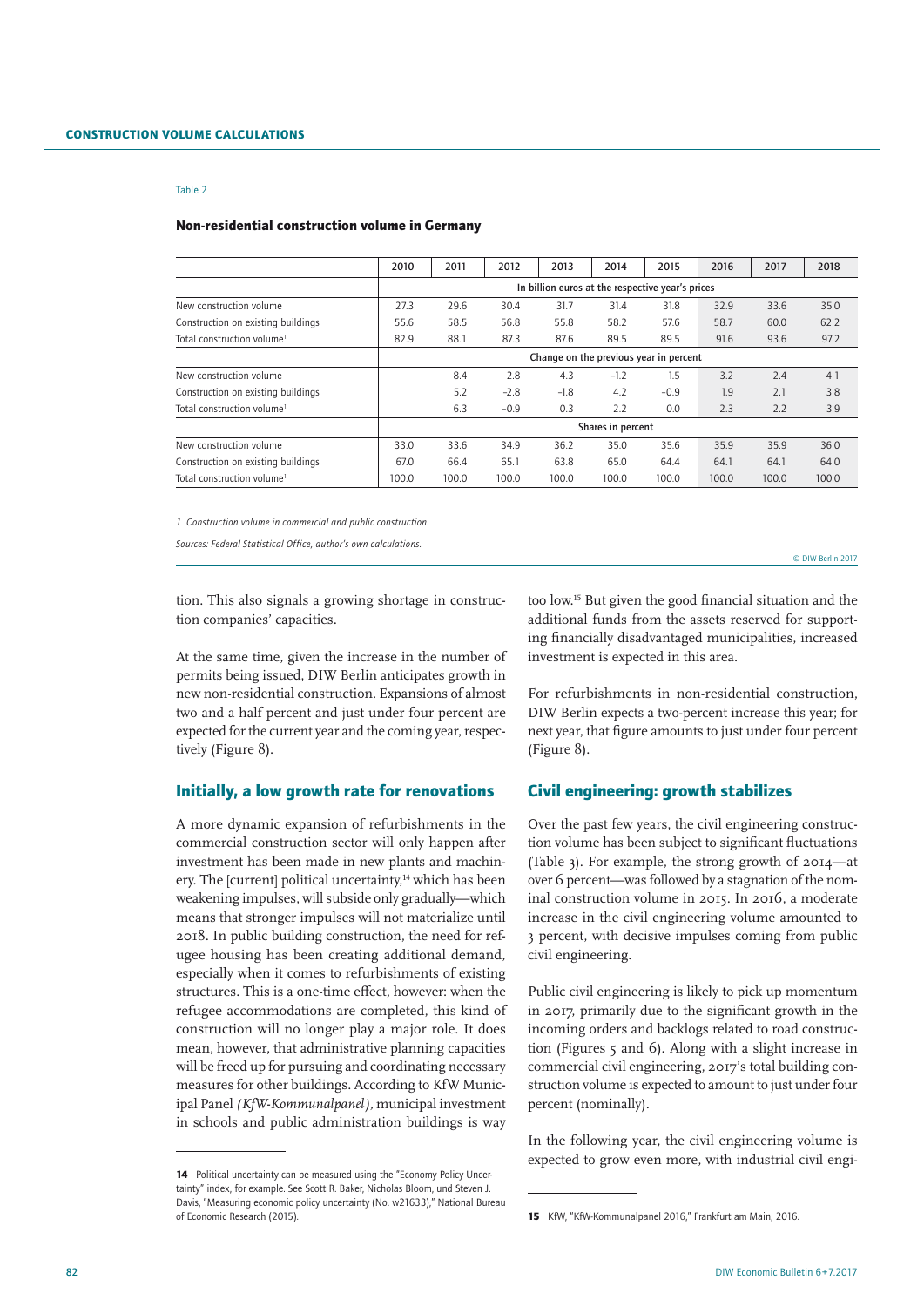Table 2

**Non-residential construction volume in Germany**

| | 2010 | 2011 | 2012 | 2013 | 2014 | 2015 | 2016 | 2017 | 2018 |
|---|---|---|---|---|---|---|---|---|---|
| | In billion euros at the respective year's prices | | | | | | | | |
| New construction volume | 27.3 | 29.6 | 30.4 | 31.7 | 31.4 | 31.8 | 32.9 | 33.6 | 35.0 |
| Construction on existing buildings | 55.6 | 58.5 | 56.8 | 55.8 | 58.2 | 57.6 | 58.7 | 60.0 | 62.2 |
| Total construction volume[1] | 82.9 | 88.1 | 87.3 | 87.6 | 89.5 | 89.5 | 91.6 | 93.6 | 97.2 |
| | Change on the previous year in percent | | | | | | | | |
| New construction volume | | 8.4 | 2.8 | 4.3 | −1.2 | 1.5 | 3.2 | 2.4 | 4.1 |
| Construction on existing buildings | | 5.2 | −2.8 | −1.8 | 4.2 | −0.9 | 1.9 | 2.1 | 3.8 |
| Total construction volume[1] | | 6.3 | −0.9 | 0.3 | 2.2 | 0.0 | 2.3 | 2.2 | 3.9 |
| | Shares in percent | | | | | | | | |
| New construction volume | 33.0 | 33.6 | 34.9 | 36.2 | 35.0 | 35.6 | 35.9 | 35.9 | 36.0 |
| Construction on existing buildings | 67.0 | 66.4 | 65.1 | 63.8 | 65.0 | 64.4 | 64.1 | 64.1 | 64.0 |
| Total construction volume[1] | 100.0 | 100.0 | 100.0 | 100.0 | 100.0 | 100.0 | 100.0 | 100.0 | 100.0 |

*1 Construction volume in commercial and public construction.*

*Sources: Federal Statistical Office, author's own calculations.*

© DIW Berlin 2017

tion. This also signals a growing shortage in construction companies' capacities.

At the same time, given the increase in the number of permits being issued, DIW Berlin anticipates growth in new non-residential construction. Expansions of almost two and a half percent and just under four percent are expected for the current year and the coming year, respectively (Figure 8).

## Initially, a low growth rate for renovations

A more dynamic expansion of refurbishments in the commercial construction sector will only happen after investment has been made in new plants and machinery. The [current] political uncertainty,[14] which has been weakening impulses, will subside only gradually—which means that stronger impulses will not materialize until 2018. In public building construction, the need for refugee housing has been creating additional demand, especially when it comes to refurbishments of existing structures. This is a one-time effect, however: when the refugee accommodations are completed, this kind of construction will no longer play a major role. It does mean, however, that administrative planning capacities will be freed up for pursuing and coordinating necessary measures for other buildings. According to KfW Municipal Panel *(KfW-Kommunalpanel)*, municipal investment in schools and public administration buildings is way too low.[15] But given the good financial situation and the additional funds from the assets reserved for supporting financially disadvantaged municipalities, increased investment is expected in this area.

For refurbishments in non-residential construction, DIW Berlin expects a two-percent increase this year; for next year, that figure amounts to just under four percent (Figure 8).

## Civil engineering: growth stabilizes

Over the past few years, the civil engineering construction volume has been subject to significant fluctuations (Table 3). For example, the strong growth of 2014—at over 6 percent—was followed by a stagnation of the nominal construction volume in 2015. In 2016, a moderate increase in the civil engineering volume amounted to 3 percent, with decisive impulses coming from public civil engineering.

Public civil engineering is likely to pick up momentum in 2017, primarily due to the significant growth in the incoming orders and backlogs related to road construction (Figures 5 and 6). Along with a slight increase in commercial civil engineering, 2017's total building construction volume is expected to amount to just under four percent (nominally).

In the following year, the civil engineering volume is expected to grow even more, with industrial civil engi-

14 Political uncertainty can be measured using the "Economy Policy Uncertainty" index, for example. See Scott R. Baker, Nicholas Bloom, und Steven J. Davis, "Measuring economic policy uncertainty (No. w21633)," National Bureau of Economic Research (2015).

15 KfW, "KfW-Kommunalpanel 2016," Frankfurt am Main, 2016.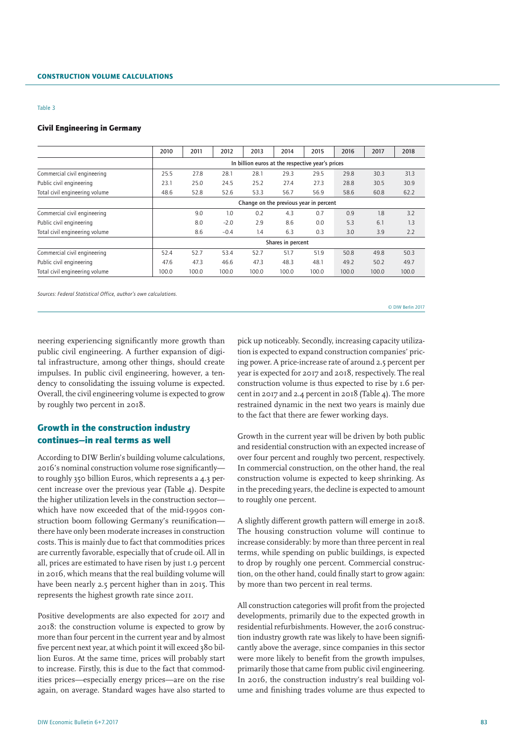Table 3

### Civil Engineering in Germany

| | 2010 | 2011 | 2012 | 2013 | 2014 | 2015 | 2016 | 2017 | 2018 |
|---|---|---|---|---|---|---|---|---|---|
| | In billion euros at the respective year's prices | | | | | | | | |
| Commercial civil engineering | 25.5 | 27.8 | 28.1 | 28.1 | 29.3 | 29.5 | 29.8 | 30.3 | 31.3 |
| Public civil engineering | 23.1 | 25.0 | 24.5 | 25.2 | 27.4 | 27.3 | 28.8 | 30.5 | 30.9 |
| Total civil engineering volume | 48.6 | 52.8 | 52.6 | 53.3 | 56.7 | 56.9 | 58.6 | 60.8 | 62.2 |
| | Change on the previous year in percent | | | | | | | | |
| Commercial civil engineering | | 9.0 | 1.0 | 0.2 | 4.3 | 0.7 | 0.9 | 1.8 | 3.2 |
| Public civil engineering | | 8.0 | −2.0 | 2.9 | 8.6 | 0.0 | 5.3 | 6.1 | 1.3 |
| Total civil engineering volume | | 8.6 | −0.4 | 1.4 | 6.3 | 0.3 | 3.0 | 3.9 | 2.2 |
| | Shares in percent | | | | | | | | |
| Commercial civil engineering | 52.4 | 52.7 | 53.4 | 52.7 | 51.7 | 51.9 | 50.8 | 49.8 | 50.3 |
| Public civil engineering | 47.6 | 47.3 | 46.6 | 47.3 | 48.3 | 48.1 | 49.2 | 50.2 | 49.7 |
| Total civil engineering volume | 100.0 | 100.0 | 100.0 | 100.0 | 100.0 | 100.0 | 100.0 | 100.0 | 100.0 |

*Sources: Federal Statistical Office, author's own calculations.*

© DIW Berlin 2017

neering experiencing significantly more growth than public civil engineering. A further expansion of digital infrastructure, among other things, should create impulses. In public civil engineering, however, a tendency to consolidating the issuing volume is expected. Overall, the civil engineering volume is expected to grow by roughly two percent in 2018.

## Growth in the construction industry continues—in real terms as well

According to DIW Berlin's building volume calculations, 2016's nominal construction volume rose significantly—to roughly 350 billion Euros, which represents a 4.3 percent increase over the previous year (Table 4). Despite the higher utilization levels in the construction sector—which have now exceeded that of the mid-1990s construction boom following Germany's reunification—there have only been moderate increases in construction costs. This is mainly due to fact that commodities prices are currently favorable, especially that of crude oil. All in all, prices are estimated to have risen by just 1.9 percent in 2016, which means that the real building volume will have been nearly 2.5 percent higher than in 2015. This represents the highest growth rate since 2011.

Positive developments are also expected for 2017 and 2018: the construction volume is expected to grow by more than four percent in the current year and by almost five percent next year, at which point it will exceed 380 billion Euros. At the same time, prices will probably start to increase. Firstly, this is due to the fact that commodities prices—especially energy prices—are on the rise again, on average. Standard wages have also started to pick up noticeably. Secondly, increasing capacity utilization is expected to expand construction companies' pricing power. A price-increase rate of around 2.5 percent per year is expected for 2017 and 2018, respectively. The real construction volume is thus expected to rise by 1.6 percent in 2017 and 2.4 percent in 2018 (Table 4). The more restrained dynamic in the next two years is mainly due to the fact that there are fewer working days.

Growth in the current year will be driven by both public and residential construction with an expected increase of over four percent and roughly two percent, respectively. In commercial construction, on the other hand, the real construction volume is expected to keep shrinking. As in the preceding years, the decline is expected to amount to roughly one percent.

A slightly different growth pattern will emerge in 2018. The housing construction volume will continue to increase considerably: by more than three percent in real terms, while spending on public buildings, is expected to drop by roughly one percent. Commercial construction, on the other hand, could finally start to grow again: by more than two percent in real terms.

All construction categories will profit from the projected developments, primarily due to the expected growth in residential refurbishments. However, the 2016 construction industry growth rate was likely to have been significantly above the average, since companies in this sector were more likely to benefit from the growth impulses, primarily those that came from public civil engineering. In 2016, the construction industry's real building volume and finishing trades volume are thus expected to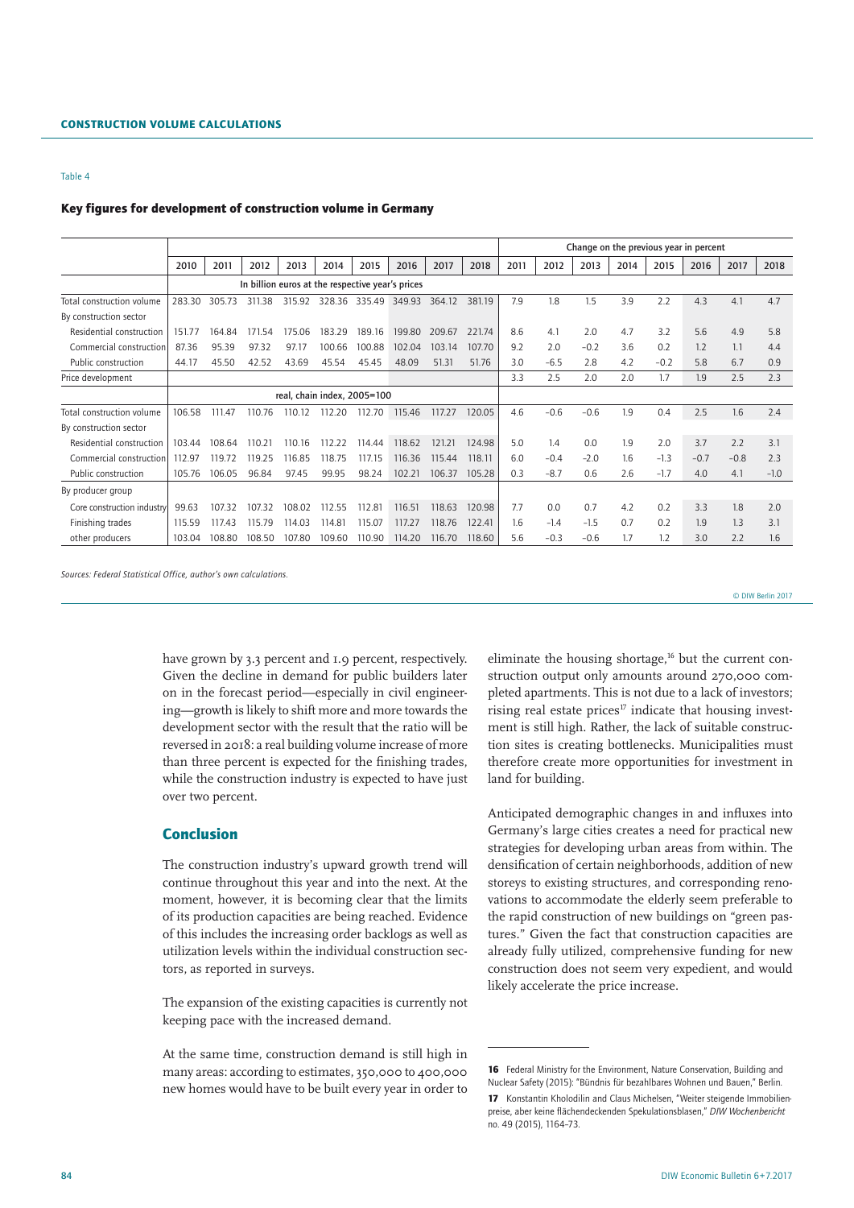Table 4

### Key figures for development of construction volume in Germany

| | 2010 | 2011 | 2012 | 2013 | 2014 | 2015 | 2016 | 2017 | 2018 | Change on the previous year in percent | | | | | | | |
|---|---|---|---|---|---|---|---|---|---|---|---|---|---|---|---|---|---|
| | | | | | | | | | | 2011 | 2012 | 2013 | 2014 | 2015 | 2016 | 2017 | 2018 |
| | In billion euros at the respective year's prices | | | | | | | | | | | | | | | | |
| Total construction volume | 283.30 | 305.73 | 311.38 | 315.92 | 328.36 | 335.49 | 349.93 | 364.12 | 381.19 | 7.9 | 1.8 | 1.5 | 3.9 | 2.2 | 4.3 | 4.1 | 4.7 |
| By construction sector | | | | | | | | | | | | | | | | | |
| Residential construction | 151.77 | 164.84 | 171.54 | 175.06 | 183.29 | 189.16 | 199.80 | 209.67 | 221.74 | 8.6 | 4.1 | 2.0 | 4.7 | 3.2 | 5.6 | 4.9 | 5.8 |
| Commercial construction | 87.36 | 95.39 | 97.32 | 97.17 | 100.66 | 100.88 | 102.04 | 103.14 | 107.70 | 9.2 | 2.0 | −0.2 | 3.6 | 0.2 | 1.2 | 1.1 | 4.4 |
| Public construction | 44.17 | 45.50 | 42.52 | 43.69 | 45.54 | 45.45 | 48.09 | 51.31 | 51.76 | 3.0 | −6.5 | 2.8 | 4.2 | −0.2 | 5.8 | 6.7 | 0.9 |
| Price development | | | | | | | | | | 3.3 | 2.5 | 2.0 | 2.0 | 1.7 | 1.9 | 2.5 | 2.3 |
| | real, chain index, 2005=100 | | | | | | | | | | | | | | | | |
| Total construction volume | 106.58 | 111.47 | 110.76 | 110.12 | 112.20 | 112.70 | 115.46 | 117.27 | 120.05 | 4.6 | −0.6 | −0.6 | 1.9 | 0.4 | 2.5 | 1.6 | 2.4 |
| By construction sector | | | | | | | | | | | | | | | | | |
| Residential construction | 103.44 | 108.64 | 110.21 | 110.16 | 112.22 | 114.44 | 118.62 | 121.21 | 124.98 | 5.0 | 1.4 | 0.0 | 1.9 | 2.0 | 3.7 | 2.2 | 3.1 |
| Commercial construction | 112.97 | 119.72 | 119.25 | 116.85 | 118.75 | 117.15 | 116.36 | 115.44 | 118.11 | 6.0 | −0.4 | −2.0 | 1.6 | −1.3 | −0.7 | −0.8 | 2.3 |
| Public construction | 105.76 | 106.05 | 96.84 | 97.45 | 99.95 | 98.24 | 102.21 | 106.37 | 105.28 | 0.3 | −8.7 | 0.6 | 2.6 | −1.7 | 4.0 | 4.1 | −1.0 |
| By producer group | | | | | | | | | | | | | | | | | |
| Core construction industry | 99.63 | 107.32 | 107.32 | 108.02 | 112.55 | 112.81 | 116.51 | 118.63 | 120.98 | 7.7 | 0.0 | 0.7 | 4.2 | 0.2 | 3.3 | 1.8 | 2.0 |
| Finishing trades | 115.59 | 117.43 | 115.79 | 114.03 | 114.81 | 115.07 | 117.27 | 118.76 | 122.41 | 1.6 | −1.4 | −1.5 | 0.7 | 0.2 | 1.9 | 1.3 | 3.1 |
| other producers | 103.04 | 108.80 | 108.50 | 107.80 | 109.60 | 110.90 | 114.20 | 116.70 | 118.60 | 5.6 | −0.3 | −0.6 | 1.7 | 1.2 | 3.0 | 2.2 | 1.6 |

*Sources: Federal Statistical Office, author's own calculations.*

© DIW Berlin 2017

have grown by 3.3 percent and 1.9 percent, respectively. Given the decline in demand for public builders later on in the forecast period—especially in civil engineering—growth is likely to shift more and more towards the development sector with the result that the ratio will be reversed in 2018: a real building volume increase of more than three percent is expected for the finishing trades, while the construction industry is expected to have just over two percent.

## Conclusion

The construction industry's upward growth trend will continue throughout this year and into the next. At the moment, however, it is becoming clear that the limits of its production capacities are being reached. Evidence of this includes the increasing order backlogs as well as utilization levels within the individual construction sectors, as reported in surveys.

The expansion of the existing capacities is currently not keeping pace with the increased demand.

At the same time, construction demand is still high in many areas: according to estimates, 350,000 to 400,000 new homes would have to be built every year in order to eliminate the housing shortage,[16] but the current construction output only amounts around 270,000 completed apartments. This is not due to a lack of investors; rising real estate prices[17] indicate that housing investment is still high. Rather, the lack of suitable construction sites is creating bottlenecks. Municipalities must therefore create more opportunities for investment in land for building.

Anticipated demographic changes in and influxes into Germany's large cities creates a need for practical new strategies for developing urban areas from within. The densification of certain neighborhoods, addition of new storeys to existing structures, and corresponding renovations to accommodate the elderly seem preferable to the rapid construction of new buildings on "green pastures." Given the fact that construction capacities are already fully utilized, comprehensive funding for new construction does not seem very expedient, and would likely accelerate the price increase.

---

**16** Federal Ministry for the Environment, Nature Conservation, Building and Nuclear Safety (2015): "Bündnis für bezahlbares Wohnen und Bauen," Berlin.

**17** Konstantin Kholodilin and Claus Michelsen, "Weiter steigende Immobilienpreise, aber keine flächendeckenden Spekulationsblasen," *DIW Wochenbericht* no. 49 (2015), 1164–73.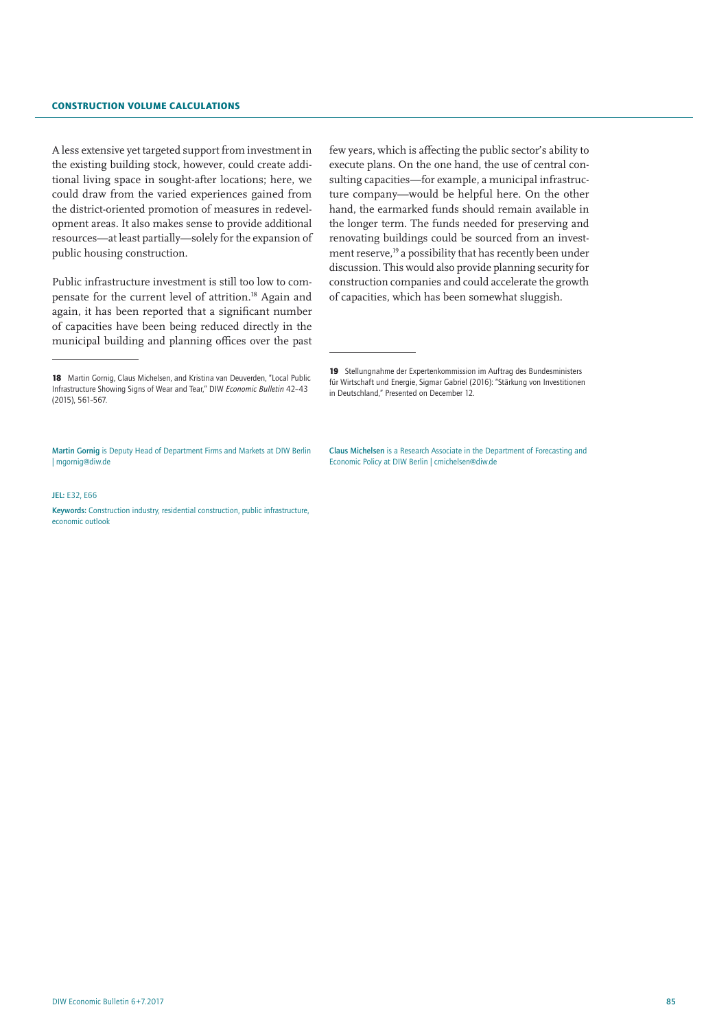A less extensive yet targeted support from investment in the existing building stock, however, could create additional living space in sought-after locations; here, we could draw from the varied experiences gained from the district-oriented promotion of measures in redevelopment areas. It also makes sense to provide additional resources—at least partially—solely for the expansion of public housing construction.

Public infrastructure investment is still too low to compensate for the current level of attrition.[18] Again and again, it has been reported that a significant number of capacities have been being reduced directly in the municipal building and planning offices over the past few years, which is affecting the public sector's ability to execute plans. On the one hand, the use of central consulting capacities—for example, a municipal infrastructure company—would be helpful here. On the other hand, the earmarked funds should remain available in the longer term. The funds needed for preserving and renovating buildings could be sourced from an investment reserve,[19] a possibility that has recently been under discussion. This would also provide planning security for construction companies and could accelerate the growth of capacities, which has been somewhat sluggish.

**18** Martin Gornig, Claus Michelsen, and Kristina van Deuverden, "Local Public Infrastructure Showing Signs of Wear and Tear," DIW *Economic Bulletin* 42–43 (2015), 561–567.

**19** Stellungnahme der Expertenkommission im Auftrag des Bundesministers für Wirtschaft und Energie, Sigmar Gabriel (2016): "Stärkung von Investitionen in Deutschland," Presented on December 12.

**Martin Gornig** is Deputy Head of Department Firms and Markets at DIW Berlin | mgornig@diw.de

**Claus Michelsen** is a Research Associate in the Department of Forecasting and Economic Policy at DIW Berlin | cmichelsen@diw.de

**JEL:** E32, E66

**Keywords:** Construction industry, residential construction, public infrastructure, economic outlook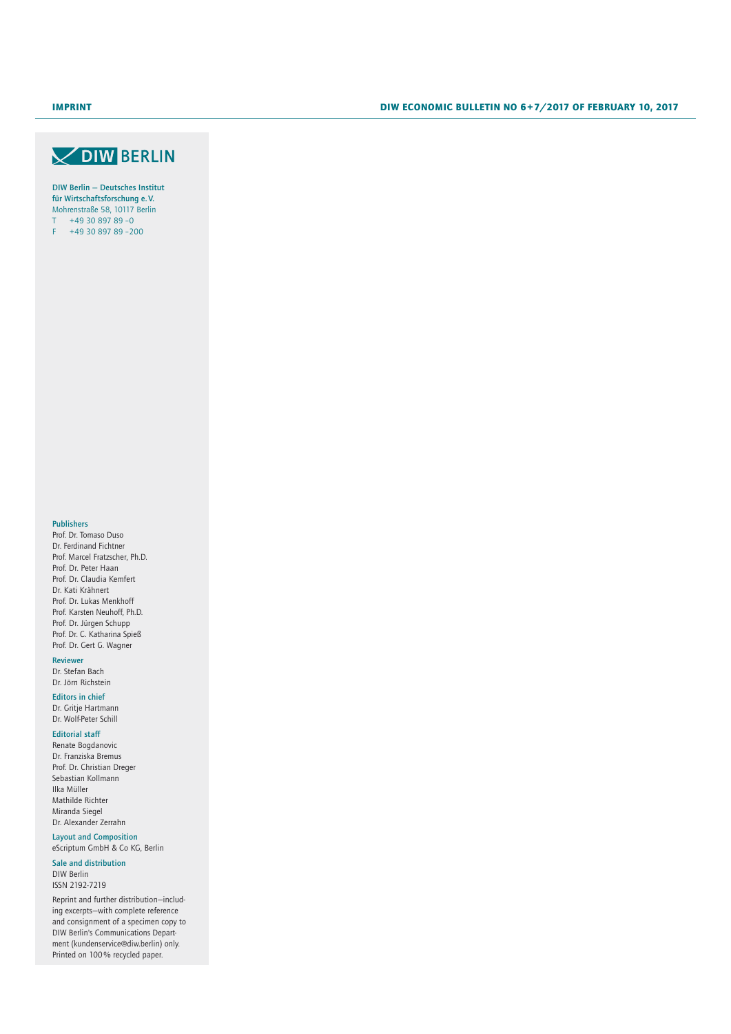DIW BERLIN

**DIW Berlin — Deutsches Institut für Wirtschaftsforschung e. V.**
Mohrenstraße 58, 10117 Berlin
T +49 30 897 89 -0
F +49 30 897 89 -200

**Publishers**
Prof. Dr. Tomaso Duso
Dr. Ferdinand Fichtner
Prof. Marcel Fratzscher, Ph.D.
Prof. Dr. Peter Haan
Prof. Dr. Claudia Kemfert
Dr. Kati Krähnert
Prof. Dr. Lukas Menkhoff
Prof. Karsten Neuhoff, Ph.D.
Prof. Dr. Jürgen Schupp
Prof. Dr. C. Katharina Spieß
Prof. Dr. Gert G. Wagner

**Reviewer**
Dr. Stefan Bach
Dr. Jörn Richstein

**Editors in chief**
Dr. Gritje Hartmann
Dr. Wolf-Peter Schill

**Editorial staff**
Renate Bogdanovic
Dr. Franziska Bremus
Prof. Dr. Christian Dreger
Sebastian Kollmann
Ilka Müller
Mathilde Richter
Miranda Siegel
Dr. Alexander Zerrahn

**Layout and Composition**
eScriptum GmbH & Co KG, Berlin

**Sale and distribution**
DIW Berlin
ISSN 2192-7219

Reprint and further distribution—including excerpts—with complete reference and consignment of a specimen copy to DIW Berlin's Communications Department (kundenservice@diw.berlin) only.
Printed on 100% recycled paper.